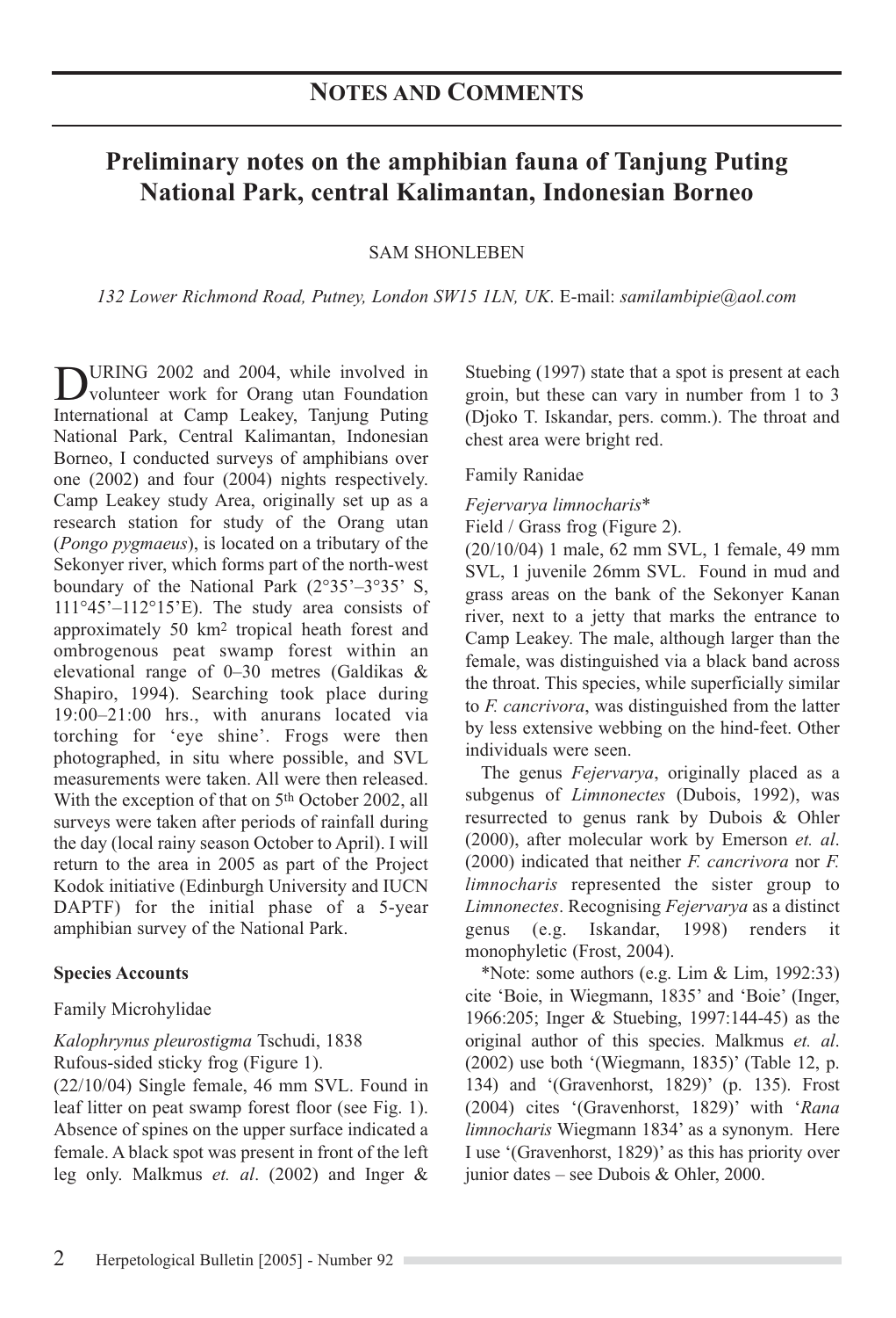## Notes and Comments

# Preliminary notes on the amphibian fauna of Tanjung Puting National Park, central Kalimantan, Indonesian Borneo

SAM SHONLEBEN

*132 Lower Richmond Road, Putney, London SW15 1LN, UK*. E-mail: *samilambipie@aol.com*

DURING 2002 and 2004, while involved in volunteer work for Orang utan Foundation International at Camp Leakey, Tanjung Puting National Park, Central Kalimantan, Indonesian Borneo, I conducted surveys of amphibians over one (2002) and four (2004) nights respectively. Camp Leakey study Area, originally set up as a research station for study of the Orang utan (*Pongo pygmaeus*), is located on a tributary of the Sekonyer river, which forms part of the north-west boundary of the National Park (2°35'–3°35' S, 111°45'–112°15'E). The study area consists of approximately 50 km$^2$ tropical heath forest and ombrogenous peat swamp forest within an elevational range of 0–30 metres (Galdikas & Shapiro, 1994). Searching took place during 19:00–21:00 hrs., with anurans located via torching for 'eye shine'. Frogs were then photographed, in situ where possible, and SVL measurements were taken. All were then released. With the exception of that on 5th October 2002, all surveys were taken after periods of rainfall during the day (local rainy season October to April). I will return to the area in 2005 as part of the Project Kodok initiative (Edinburgh University and IUCN DAPTF) for the initial phase of a 5-year amphibian survey of the National Park.

**Species Accounts**

Family Microhylidae

*Kalophrynus pleurostigma* Tschudi, 1838

Rufous-sided sticky frog (Figure 1).

(22/10/04) Single female, 46 mm SVL. Found in leaf litter on peat swamp forest floor (see Fig. 1). Absence of spines on the upper surface indicated a female. A black spot was present in front of the left leg only. Malkmus *et. al*. (2002) and Inger & Stuebing (1997) state that a spot is present at each groin, but these can vary in number from 1 to 3 (Djoko T. Iskandar, pers. comm.). The throat and chest area were bright red.

Family Ranidae

*Fejervarya limnocharis**

Field / Grass frog (Figure 2).

(20/10/04) 1 male, 62 mm SVL, 1 female, 49 mm SVL, 1 juvenile 26mm SVL. Found in mud and grass areas on the bank of the Sekonyer Kanan river, next to a jetty that marks the entrance to Camp Leakey. The male, although larger than the female, was distinguished via a black band across the throat. This species, while superficially similar to *F. cancrivora*, was distinguished from the latter by less extensive webbing on the hind-feet. Other individuals were seen.

The genus *Fejervarya*, originally placed as a subgenus of *Limnonectes* (Dubois, 1992), was resurrected to genus rank by Dubois & Ohler (2000), after molecular work by Emerson *et. al*. (2000) indicated that neither *F. cancrivora* nor *F. limnocharis* represented the sister group to *Limnonectes*. Recognising *Fejervarya* as a distinct genus (e.g. Iskandar, 1998) renders it monophyletic (Frost, 2004).

*Note: some authors (e.g. Lim & Lim, 1992:33) cite 'Boie, in Wiegmann, 1835' and 'Boie' (Inger, 1966:205; Inger & Stuebing, 1997:144-45) as the original author of this species. Malkmus *et. al*. (2002) use both '(Wiegmann, 1835)' (Table 12, p. 134) and '(Gravenhorst, 1829)' (p. 135). Frost (2004) cites '(Gravenhorst, 1829)' with '*Rana limnocharis* Wiegmann 1834' as a synonym. Here I use '(Gravenhorst, 1829)' as this has priority over junior dates – see Dubois & Ohler, 2000.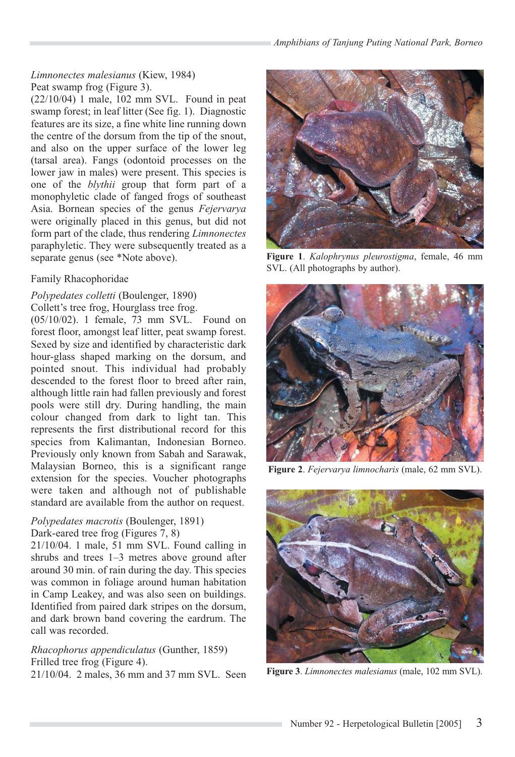*Limnonectes malesianus* (Kiew, 1984)
Peat swamp frog (Figure 3).
(22/10/04) 1 male, 102 mm SVL. Found in peat swamp forest; in leaf litter (See fig. 1). Diagnostic features are its size, a fine white line running down the centre of the dorsum from the tip of the snout, and also on the upper surface of the lower leg (tarsal area). Fangs (odontoid processes on the lower jaw in males) were present. This species is one of the *blythii* group that form part of a monophyletic clade of fanged frogs of southeast Asia. Bornean species of the genus *Fejervarya* were originally placed in this genus, but did not form part of the clade, thus rendering *Limnonectes* paraphyletic. They were subsequently treated as a separate genus (see *Note above).

Family Rhacophoridae

*Polypedates colletti* (Boulenger, 1890)
Collett's tree frog, Hourglass tree frog.
(05/10/02). 1 female, 73 mm SVL. Found on forest floor, amongst leaf litter, peat swamp forest. Sexed by size and identified by characteristic dark hour-glass shaped marking on the dorsum, and pointed snout. This individual had probably descended to the forest floor to breed after rain, although little rain had fallen previously and forest pools were still dry. During handling, the main colour changed from dark to light tan. This represents the first distributional record for this species from Kalimantan, Indonesian Borneo. Previously only known from Sabah and Sarawak, Malaysian Borneo, this is a significant range extension for the species. Voucher photographs were taken and although not of publishable standard are available from the author on request.

*Polypedates macrotis* (Boulenger, 1891)
Dark-eared tree frog (Figures 7, 8)
21/10/04. 1 male, 51 mm SVL. Found calling in shrubs and trees 1–3 metres above ground after around 30 min. of rain during the day. This species was common in foliage around human habitation in Camp Leakey, and was also seen on buildings. Identified from paired dark stripes on the dorsum, and dark brown band covering the eardrum. The call was recorded.

*Rhacophorus appendiculatus* (Gunther, 1859)
Frilled tree frog (Figure 4).
21/10/04. 2 males, 36 mm and 37 mm SVL. Seen

**Figure 1**. *Kalophrynus pleurostigma*, female, 46 mm SVL. (All photographs by author).

**Figure 2**. *Fejervarya limnocharis* (male, 62 mm SVL).

**Figure 3**. *Limnonectes malesianus* (male, 102 mm SVL).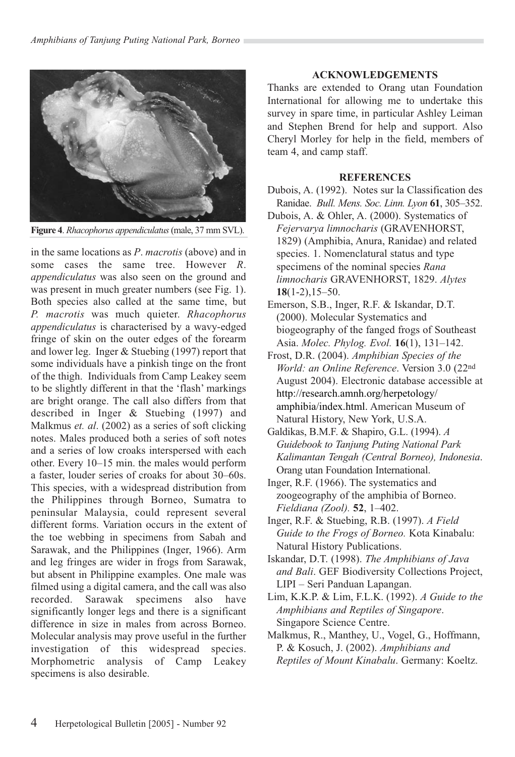**Figure 4**. *Rhacophorus appendiculatus* (male, 37 mm SVL).

in the same locations as *P*. *macrotis* (above) and in some cases the same tree. However *R*. *appendiculatus* was also seen on the ground and was present in much greater numbers (see Fig. 1). Both species also called at the same time, but *P. macrotis* was much quieter. *Rhacophorus appendiculatus* is characterised by a wavy-edged fringe of skin on the outer edges of the forearm and lower leg. Inger & Stuebing (1997) report that some individuals have a pinkish tinge on the front of the thigh. Individuals from Camp Leakey seem to be slightly different in that the 'flash' markings are bright orange. The call also differs from that described in Inger & Stuebing (1997) and Malkmus *et. al*. (2002) as a series of soft clicking notes. Males produced both a series of soft notes and a series of low croaks interspersed with each other. Every 10–15 min. the males would perform a faster, louder series of croaks for about 30–60s. This species, with a widespread distribution from the Philippines through Borneo, Sumatra to peninsular Malaysia, could represent several different forms. Variation occurs in the extent of the toe webbing in specimens from Sabah and Sarawak, and the Philippines (Inger, 1966). Arm and leg fringes are wider in frogs from Sarawak, but absent in Philippine examples. One male was filmed using a digital camera, and the call was also recorded. Sarawak specimens also have significantly longer legs and there is a significant difference in size in males from across Borneo. Molecular analysis may prove useful in the further investigation of this widespread species. Morphometric analysis of Camp Leakey specimens is also desirable.

## ACKNOWLEDGEMENTS

Thanks are extended to Orang utan Foundation International for allowing me to undertake this survey in spare time, in particular Ashley Leiman and Stephen Brend for help and support. Also Cheryl Morley for help in the field, members of team 4, and camp staff.

## REFERENCES

Dubois, A. (1992). Notes sur la Classification des Ranidae. *Bull. Mens. Soc. Linn. Lyon* **61**, 305–352.

Dubois, A. & Ohler, A. (2000). Systematics of *Fejervarya limnocharis* (GRAVENHORST, 1829) (Amphibia, Anura, Ranidae) and related species. 1. Nomenclatural status and type specimens of the nominal species *Rana limnocharis* GRAVENHORST, 1829. *Alytes* **18**(1-2),15–50.

Emerson, S.B., Inger, R.F. & Iskandar, D.T. (2000). Molecular Systematics and biogeography of the fanged frogs of Southeast Asia. *Molec. Phylog. Evol.* **16**(1), 131–142.

Frost, D.R. (2004). *Amphibian Species of the World: an Online Reference*. Version 3.0 (22nd August 2004). Electronic database accessible at http://research.amnh.org/herpetology/amphibia/index.html. American Museum of Natural History, New York, U.S.A.

Galdikas, B.M.F. & Shapiro, G.L. (1994). *A Guidebook to Tanjung Puting National Park Kalimantan Tengah (Central Borneo), Indonesia*. Orang utan Foundation International.

Inger, R.F. (1966). The systematics and zoogeography of the amphibia of Borneo. *Fieldiana (Zool).* **52**, 1–402.

Inger, R.F. & Stuebing, R.B. (1997). *A Field Guide to the Frogs of Borneo.* Kota Kinabalu: Natural History Publications.

Iskandar, D.T. (1998). *The Amphibians of Java and Bali*. GEF Biodiversity Collections Project, LIPI – Seri Panduan Lapangan.

Lim, K.K.P. & Lim, F.L.K. (1992). *A Guide to the Amphibians and Reptiles of Singapore*. Singapore Science Centre.

Malkmus, R., Manthey, U., Vogel, G., Hoffmann, P. & Kosuch, J. (2002). *Amphibians and Reptiles of Mount Kinabalu*. Germany: Koeltz.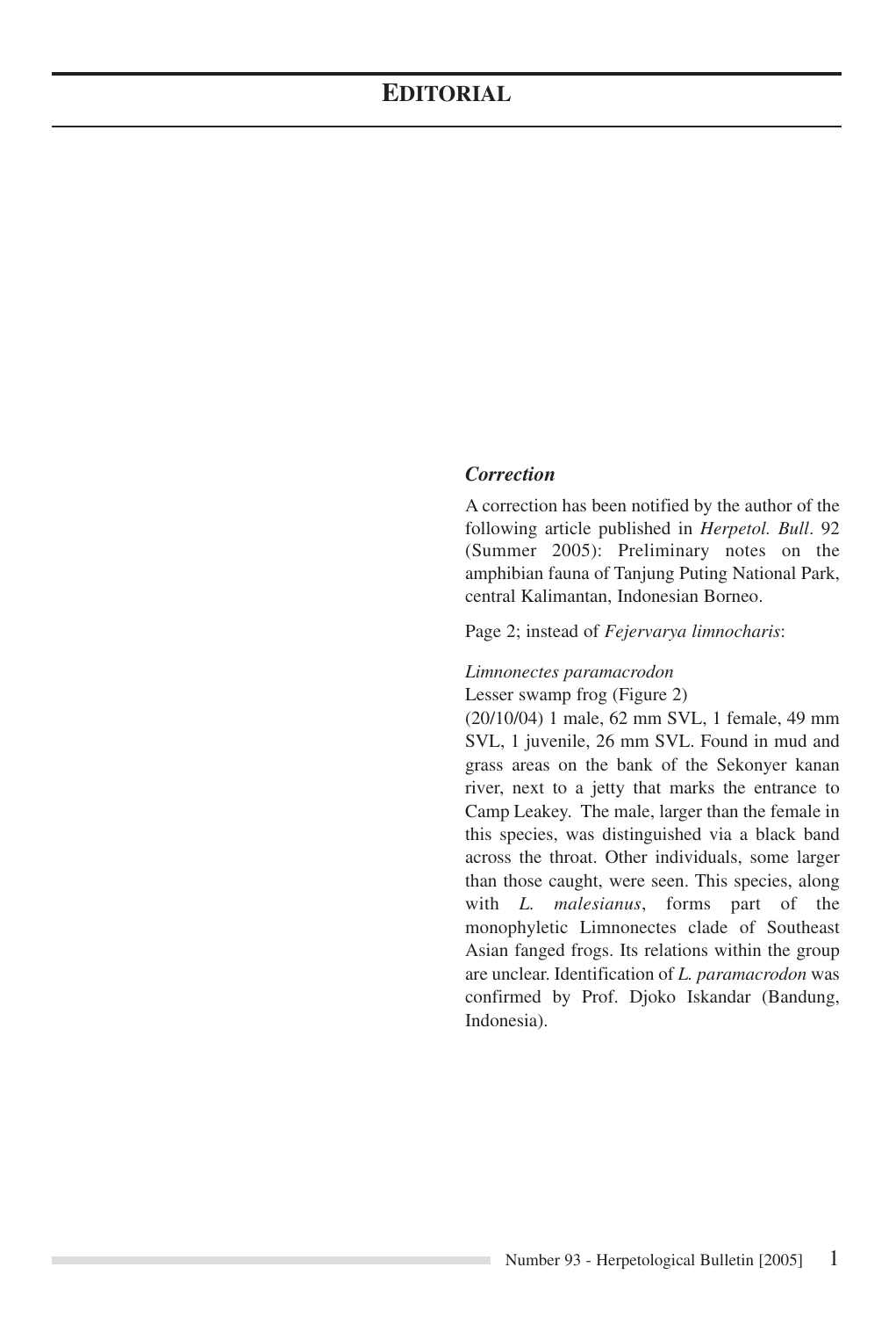# EDITORIAL

### *Correction*

A correction has been notified by the author of the following article published in *Herpetol. Bull*. 92 (Summer 2005): Preliminary notes on the amphibian fauna of Tanjung Puting National Park, central Kalimantan, Indonesian Borneo.

Page 2; instead of *Fejervarya limnocharis*:

*Limnonectes paramacrodon*

Lesser swamp frog (Figure 2)

(20/10/04) 1 male, 62 mm SVL, 1 female, 49 mm SVL, 1 juvenile, 26 mm SVL. Found in mud and grass areas on the bank of the Sekonyer kanan river, next to a jetty that marks the entrance to Camp Leakey. The male, larger than the female in this species, was distinguished via a black band across the throat. Other individuals, some larger than those caught, were seen. This species, along with *L. malesianus*, forms part of the monophyletic Limnonectes clade of Southeast Asian fanged frogs. Its relations within the group are unclear. Identification of *L. paramacrodon* was confirmed by Prof. Djoko Iskandar (Bandung, Indonesia).